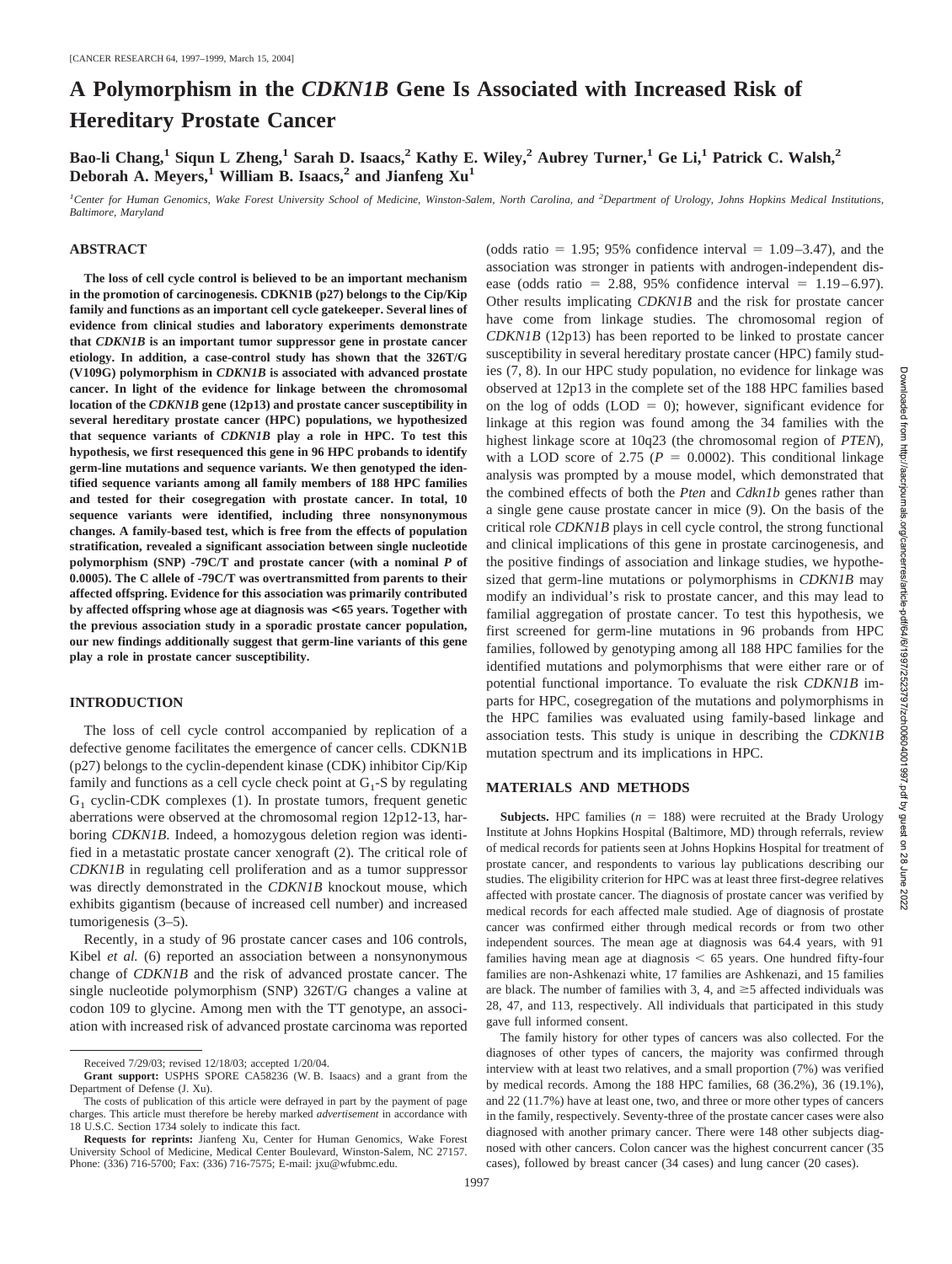# A Polymorphism in the *CDKN1B* Gene Is Associated with Increased Risk of Hereditary Prostate Cancer

**Bao-li Chang,[1] Siqun L Zheng,[1] Sarah D. Isaacs,[2] Kathy E. Wiley,[2] Aubrey Turner,[1] Ge Li,[1] Patrick C. Walsh,[2] Deborah A. Meyers,[1] William B. Isaacs,[2] and Jianfeng Xu[1]**

[1]*Center for Human Genomics, Wake Forest University School of Medicine, Winston-Salem, North Carolina, and* [2]*Department of Urology, Johns Hopkins Medical Institutions, Baltimore, Maryland*

## ABSTRACT

**The loss of cell cycle control is believed to be an important mechanism in the promotion of carcinogenesis. CDKN1B (p27) belongs to the Cip/Kip family and functions as an important cell cycle gatekeeper. Several lines of evidence from clinical studies and laboratory experiments demonstrate that *CDKN1B* is an important tumor suppressor gene in prostate cancer etiology. In addition, a case-control study has shown that the 326T/G (V109G) polymorphism in *CDKN1B* is associated with advanced prostate cancer. In light of the evidence for linkage between the chromosomal location of the *CDKN1B* gene (12p13) and prostate cancer susceptibility in several hereditary prostate cancer (HPC) populations, we hypothesized that sequence variants of *CDKN1B* play a role in HPC. To test this hypothesis, we first resequenced this gene in 96 HPC probands to identify germ-line mutations and sequence variants. We then genotyped the identified sequence variants among all family members of 188 HPC families and tested for their cosegregation with prostate cancer. In total, 10 sequence variants were identified, including three nonsynonymous changes. A family-based test, which is free from the effects of population stratification, revealed a significant association between single nucleotide polymorphism (SNP) -79C/T and prostate cancer (with a nominal *P* of 0.0005). The C allele of -79C/T was overtransmitted from parents to their affected offspring. Evidence for this association was primarily contributed by affected offspring whose age at diagnosis was <65 years. Together with the previous association study in a sporadic prostate cancer population, our new findings additionally suggest that germ-line variants of this gene play a role in prostate cancer susceptibility.**

## INTRODUCTION

The loss of cell cycle control accompanied by replication of a defective genome facilitates the emergence of cancer cells. CDKN1B (p27) belongs to the cyclin-dependent kinase (CDK) inhibitor Cip/Kip family and functions as a cell cycle check point at $G_1$-S by regulating $G_1$ cyclin-CDK complexes (1). In prostate tumors, frequent genetic aberrations were observed at the chromosomal region 12p12-13, harboring *CDKN1B*. Indeed, a homozygous deletion region was identified in a metastatic prostate cancer xenograft (2). The critical role of *CDKN1B* in regulating cell proliferation and as a tumor suppressor was directly demonstrated in the *CDKN1B* knockout mouse, which exhibits gigantism (because of increased cell number) and increased tumorigenesis (3–5).

Recently, in a study of 96 prostate cancer cases and 106 controls, Kibel *et al.* (6) reported an association between a nonsynonymous change of *CDKN1B* and the risk of advanced prostate cancer. The single nucleotide polymorphism (SNP) 326T/G changes a valine at codon 109 to glycine. Among men with the TT genotype, an association with increased risk of advanced prostate carcinoma was reported (odds ratio = 1.95; 95% confidence interval = 1.09–3.47), and the association was stronger in patients with androgen-independent disease (odds ratio = 2.88, 95% confidence interval = 1.19–6.97). Other results implicating *CDKN1B* and the risk for prostate cancer have come from linkage studies. The chromosomal region of *CDKN1B* (12p13) has been reported to be linked to prostate cancer susceptibility in several hereditary prostate cancer (HPC) family studies (7, 8). In our HPC study population, no evidence for linkage was observed at 12p13 in the complete set of the 188 HPC families based on the log of odds (LOD = 0); however, significant evidence for linkage at this region was found among the 34 families with the highest linkage score at 10q23 (the chromosomal region of *PTEN*), with a LOD score of 2.75 ($P$ = 0.0002). This conditional linkage analysis was prompted by a mouse model, which demonstrated that the combined effects of both the *Pten* and *Cdkn1b* genes rather than a single gene cause prostate cancer in mice (9). On the basis of the critical role *CDKN1B* plays in cell cycle control, the strong functional and clinical implications of this gene in prostate carcinogenesis, and the positive findings of association and linkage studies, we hypothesized that germ-line mutations or polymorphisms in *CDKN1B* may modify an individual's risk to prostate cancer, and this may lead to familial aggregation of prostate cancer. To test this hypothesis, we first screened for germ-line mutations in 96 probands from HPC families, followed by genotyping among all 188 HPC families for the identified mutations and polymorphisms that were either rare or of potential functional importance. To evaluate the risk *CDKN1B* imparts for HPC, cosegregation of the mutations and polymorphisms in the HPC families was evaluated using family-based linkage and association tests. This study is unique in describing the *CDKN1B* mutation spectrum and its implications in HPC.

## MATERIALS AND METHODS

**Subjects.** HPC families ($n$ = 188) were recruited at the Brady Urology Institute at Johns Hopkins Hospital (Baltimore, MD) through referrals, review of medical records for patients seen at Johns Hopkins Hospital for treatment of prostate cancer, and respondents to various lay publications describing our studies. The eligibility criterion for HPC was at least three first-degree relatives affected with prostate cancer. The diagnosis of prostate cancer was verified by medical records for each affected male studied. Age of diagnosis of prostate cancer was confirmed either through medical records or from two other independent sources. The mean age at diagnosis was 64.4 years, with 91 families having mean age at diagnosis < 65 years. One hundred fifty-four families are non-Ashkenazi white, 17 families are Ashkenazi, and 15 families are black. The number of families with 3, 4, and ≥5 affected individuals was 28, 47, and 113, respectively. All individuals that participated in this study gave full informed consent.

The family history for other types of cancers was also collected. For the diagnoses of other types of cancers, the majority was confirmed through interview with at least two relatives, and a small proportion (7%) was verified by medical records. Among the 188 HPC families, 68 (36.2%), 36 (19.1%), and 22 (11.7%) have at least one, two, and three or more other types of cancers in the family, respectively. Seventy-three of the prostate cancer cases were also diagnosed with another primary cancer. There were 148 other subjects diagnosed with other cancers. Colon cancer was the highest concurrent cancer (35 cases), followed by breast cancer (34 cases) and lung cancer (20 cases).

Received 7/29/03; revised 12/18/03; accepted 1/20/04.

**Grant support:** USPHS SPORE CA58236 (W. B. Isaacs) and a grant from the Department of Defense (J. Xu).

The costs of publication of this article were defrayed in part by the payment of page charges. This article must therefore be hereby marked *advertisement* in accordance with 18 U.S.C. Section 1734 solely to indicate this fact.

**Requests for reprints:** Jianfeng Xu, Center for Human Genomics, Wake Forest University School of Medicine, Medical Center Boulevard, Winston-Salem, NC 27157. Phone: (336) 716-5700; Fax: (336) 716-7575; E-mail: jxu@wfubmc.edu.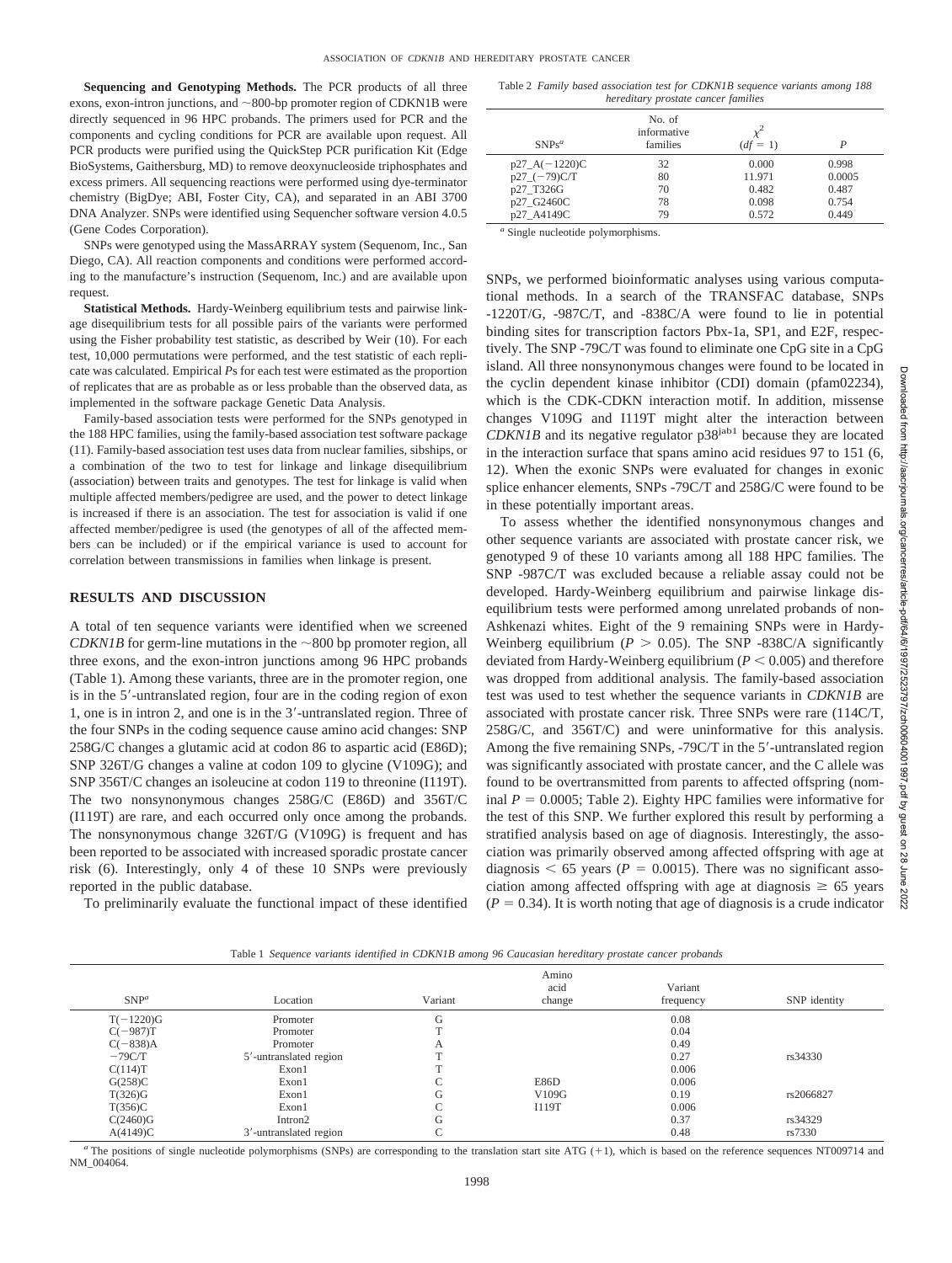**Sequencing and Genotyping Methods.** The PCR products of all three exons, exon-intron junctions, and ~800-bp promoter region of CDKN1B were directly sequenced in 96 HPC probands. The primers used for PCR and the components and cycling conditions for PCR are available upon request. All PCR products were purified using the QuickStep PCR purification Kit (Edge BioSystems, Gaithersburg, MD) to remove deoxynucleoside triphosphates and excess primers. All sequencing reactions were performed using dye-terminator chemistry (BigDye; ABI, Foster City, CA), and separated in an ABI 3700 DNA Analyzer. SNPs were identified using Sequencher software version 4.0.5 (Gene Codes Corporation).

SNPs were genotyped using the MassARRAY system (Sequenom, Inc., San Diego, CA). All reaction components and conditions were performed according to the manufacture's instruction (Sequenom, Inc.) and are available upon request.

**Statistical Methods.** Hardy-Weinberg equilibrium tests and pairwise linkage disequilibrium tests for all possible pairs of the variants were performed using the Fisher probability test statistic, as described by Weir (10). For each test, 10,000 permutations were performed, and the test statistic of each replicate was calculated. Empirical *P*s for each test were estimated as the proportion of replicates that are as probable as or less probable than the observed data, as implemented in the software package Genetic Data Analysis.

Family-based association tests were performed for the SNPs genotyped in the 188 HPC families, using the family-based association test software package (11). Family-based association test uses data from nuclear families, sibships, or a combination of the two to test for linkage and linkage disequilibrium (association) between traits and genotypes. The test for linkage is valid when multiple affected members/pedigree are used, and the power to detect linkage is increased if there is an association. The test for association is valid if one affected member/pedigree is used (the genotypes of all of the affected members can be included) or if the empirical variance is used to account for correlation between transmissions in families when linkage is present.

## RESULTS AND DISCUSSION

A total of ten sequence variants were identified when we screened *CDKN1B* for germ-line mutations in the ~800 bp promoter region, all three exons, and the exon-intron junctions among 96 HPC probands (Table 1). Among these variants, three are in the promoter region, one is in the 5′-untranslated region, four are in the coding region of exon 1, one is in intron 2, and one is in the 3′-untranslated region. Three of the four SNPs in the coding sequence cause amino acid changes: SNP 258G/C changes a glutamic acid at codon 86 to aspartic acid (E86D); SNP 326T/G changes a valine at codon 109 to glycine (V109G); and SNP 356T/C changes an isoleucine at codon 119 to threonine (I119T). The two nonsynonymous changes 258G/C (E86D) and 356T/C (I119T) are rare, and each occurred only once among the probands. The nonsynonymous change 326T/G (V109G) is frequent and has been reported to be associated with increased sporadic prostate cancer risk (6). Interestingly, only 4 of these 10 SNPs were previously reported in the public database.

To preliminarily evaluate the functional impact of these identified SNPs, we performed bioinformatic analyses using various computational methods. In a search of the TRANSFAC database, SNPs -1220T/G, -987C/T, and -838C/A were found to lie in potential binding sites for transcription factors Pbx-1a, SP1, and E2F, respectively. The SNP -79C/T was found to eliminate one CpG site in a CpG island. All three nonsynonymous changes were found to be located in the cyclin dependent kinase inhibitor (CDI) domain (pfam02234), which is the CDK-CDKN interaction motif. In addition, missense changes V109G and I119T might alter the interaction between *CDKN1B* and its negative regulator p38[jab1] because they are located in the interaction surface that spans amino acid residues 97 to 151 (6, 12). When the exonic SNPs were evaluated for changes in exonic splice enhancer elements, SNPs -79C/T and 258G/C were found to be in these potentially important areas.

To assess whether the identified nonsynonymous changes and other sequence variants are associated with prostate cancer risk, we genotyped 9 of these 10 variants among all 188 HPC families. The SNP -987C/T was excluded because a reliable assay could not be developed. Hardy-Weinberg equilibrium and pairwise linkage disequilibrium tests were performed among unrelated probands of non-Ashkenazi whites. Eight of the 9 remaining SNPs were in Hardy-Weinberg equilibrium ($P > 0.05$). The SNP -838C/A significantly deviated from Hardy-Weinberg equilibrium ($P < 0.005$) and therefore was dropped from additional analysis. The family-based association test was used to test whether the sequence variants in *CDKN1B* are associated with prostate cancer risk. Three SNPs were rare (114C/T, 258G/C, and 356T/C) and were uninformative for this analysis. Among the five remaining SNPs, -79C/T in the 5′-untranslated region was significantly associated with prostate cancer, and the C allele was found to be overtransmitted from parents to affected offspring (nominal $P = 0.0005$; Table 2). Eighty HPC families were informative for the test of this SNP. We further explored this result by performing a stratified analysis based on age of diagnosis. Interestingly, the association was primarily observed among affected offspring with age at diagnosis < 65 years ($P = 0.0015$). There was no significant association among affected offspring with age at diagnosis ≥ 65 years ($P = 0.34$). It is worth noting that age of diagnosis is a crude indicator

Table 2 *Family based association test for CDKN1B sequence variants among 188 hereditary prostate cancer families*

| SNPs[a] | No. of informative families | $\chi^2$ ($df = 1$) | *P* |
|---|---|---|---|
| p27_A(−1220)C | 32 | 0.000 | 0.998 |
| p27_(−79)C/T | 80 | 11.971 | 0.0005 |
| p27_T326G | 70 | 0.482 | 0.487 |
| p27_G2460C | 78 | 0.098 | 0.754 |
| p27_A4149C | 79 | 0.572 | 0.449 |

[a] Single nucleotide polymorphisms.

Table 1 *Sequence variants identified in CDKN1B among 96 Caucasian hereditary prostate cancer probands*

| SNP[a] | Location | Variant | Amino acid change | Variant frequency | SNP identity |
|---|---|---|---|---|---|
| T(−1220)G | Promoter | G | | 0.08 | |
| C(−987)T | Promoter | T | | 0.04 | |
| C(−838)A | Promoter | A | | 0.49 | |
| −79C/T | 5′-untranslated region | T | | 0.27 | rs34330 |
| C(114)T | Exon1 | T | | 0.006 | |
| G(258)C | Exon1 | C | E86D | 0.006 | |
| T(326)G | Exon1 | G | V109G | 0.19 | rs2066827 |
| T(356)C | Exon1 | C | I119T | 0.006 | |
| C(2460)G | Intron2 | G | | 0.37 | rs34329 |
| A(4149)C | 3′-untranslated region | C | | 0.48 | rs7330 |

[a] The positions of single nucleotide polymorphisms (SNPs) are corresponding to the translation start site ATG (+1), which is based on the reference sequences NT009714 and NM_004064.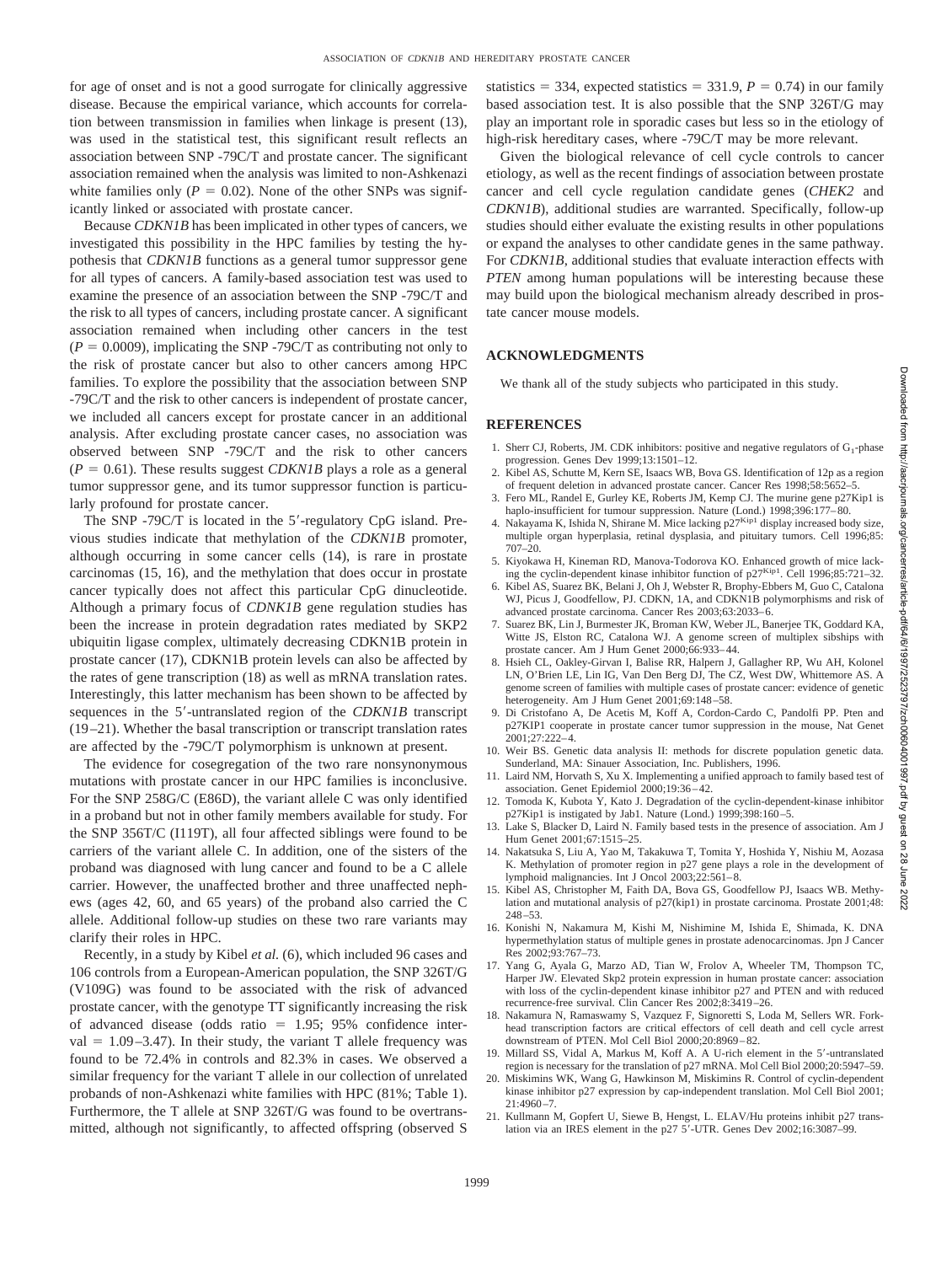for age of onset and is not a good surrogate for clinically aggressive disease. Because the empirical variance, which accounts for correlation between transmission in families when linkage is present (13), was used in the statistical test, this significant result reflects an association between SNP -79C/T and prostate cancer. The significant association remained when the analysis was limited to non-Ashkenazi white families only ($P = 0.02$). None of the other SNPs was significantly linked or associated with prostate cancer.

Because *CDKN1B* has been implicated in other types of cancers, we investigated this possibility in the HPC families by testing the hypothesis that *CDKN1B* functions as a general tumor suppressor gene for all types of cancers. A family-based association test was used to examine the presence of an association between the SNP -79C/T and the risk to all types of cancers, including prostate cancer. A significant association remained when including other cancers in the test ($P = 0.0009$), implicating the SNP -79C/T as contributing not only to the risk of prostate cancer but also to other cancers among HPC families. To explore the possibility that the association between SNP -79C/T and the risk to other cancers is independent of prostate cancer, we included all cancers except for prostate cancer in an additional analysis. After excluding prostate cancer cases, no association was observed between SNP -79C/T and the risk to other cancers ($P = 0.61$). These results suggest *CDKN1B* plays a role as a general tumor suppressor gene, and its tumor suppressor function is particularly profound for prostate cancer.

The SNP -79C/T is located in the 5′-regulatory CpG island. Previous studies indicate that methylation of the *CDKN1B* promoter, although occurring in some cancer cells (14), is rare in prostate carcinomas (15, 16), and the methylation that does occur in prostate cancer typically does not affect this particular CpG dinucleotide. Although a primary focus of *CDNK1B* gene regulation studies has been the increase in protein degradation rates mediated by SKP2 ubiquitin ligase complex, ultimately decreasing CDKN1B protein in prostate cancer (17), CDKN1B protein levels can also be affected by the rates of gene transcription (18) as well as mRNA translation rates. Interestingly, this latter mechanism has been shown to be affected by sequences in the 5′-untranslated region of the *CDKN1B* transcript (19–21). Whether the basal transcription or transcript translation rates are affected by the -79C/T polymorphism is unknown at present.

The evidence for cosegregation of the two rare nonsynonymous mutations with prostate cancer in our HPC families is inconclusive. For the SNP 258G/C (E86D), the variant allele C was only identified in a proband but not in other family members available for study. For the SNP 356T/C (I119T), all four affected siblings were found to be carriers of the variant allele C. In addition, one of the sisters of the proband was diagnosed with lung cancer and found to be a C allele carrier. However, the unaffected brother and three unaffected nephews (ages 42, 60, and 65 years) of the proband also carried the C allele. Additional follow-up studies on these two rare variants may clarify their roles in HPC.

Recently, in a study by Kibel *et al.* (6), which included 96 cases and 106 controls from a European-American population, the SNP 326T/G (V109G) was found to be associated with the risk of advanced prostate cancer, with the genotype TT significantly increasing the risk of advanced disease (odds ratio = 1.95; 95% confidence interval = 1.09–3.47). In their study, the variant T allele frequency was found to be 72.4% in controls and 82.3% in cases. We observed a similar frequency for the variant T allele in our collection of unrelated probands of non-Ashkenazi white families with HPC (81%; Table 1). Furthermore, the T allele at SNP 326T/G was found to be overtransmitted, although not significantly, to affected offspring (observed S statistics = 334, expected statistics = 331.9, $P = 0.74$) in our family based association test. It is also possible that the SNP 326T/G may play an important role in sporadic cases but less so in the etiology of high-risk hereditary cases, where -79C/T may be more relevant.

Given the biological relevance of cell cycle controls to cancer etiology, as well as the recent findings of association between prostate cancer and cell cycle regulation candidate genes (*CHEK2* and *CDKN1B*), additional studies are warranted. Specifically, follow-up studies should either evaluate the existing results in other populations or expand the analyses to other candidate genes in the same pathway. For *CDKN1B*, additional studies that evaluate interaction effects with *PTEN* among human populations will be interesting because these may build upon the biological mechanism already described in prostate cancer mouse models.

## ACKNOWLEDGMENTS

We thank all of the study subjects who participated in this study.

## REFERENCES

1. Sherr CJ, Roberts, JM. CDK inhibitors: positive and negative regulators of $G_1$-phase progression. Genes Dev 1999;13:1501–12.
2. Kibel AS, Schutte M, Kern SE, Isaacs WB, Bova GS. Identification of 12p as a region of frequent deletion in advanced prostate cancer. Cancer Res 1998;58:5652–5.
3. Fero ML, Randel E, Gurley KE, Roberts JM, Kemp CJ. The murine gene p27Kip1 is haplo-insufficient for tumour suppression. Nature (Lond.) 1998;396:177–80.
4. Nakayama K, Ishida N, Shirane M. Mice lacking $p27^{Kip1}$ display increased body size, multiple organ hyperplasia, retinal dysplasia, and pituitary tumors. Cell 1996;85: 707–20.
5. Kiyokawa H, Kineman RD, Manova-Todorova KO. Enhanced growth of mice lacking the cyclin-dependent kinase inhibitor function of $p27^{Kip1}$. Cell 1996;85:721–32.
6. Kibel AS, Suarez BK, Belani J, Oh J, Webster R, Brophy-Ebbers M, Guo C, Catalona WJ, Picus J, Goodfellow, PJ. CDKN, 1A, and CDKN1B polymorphisms and risk of advanced prostate carcinoma. Cancer Res 2003;63:2033–6.
7. Suarez BK, Lin J, Burmester JK, Broman KW, Weber JL, Banerjee TK, Goddard KA, Witte JS, Elston RC, Catalona WJ. A genome screen of multiplex sibships with prostate cancer. Am J Hum Genet 2000;66:933–44.
8. Hsieh CL, Oakley-Girvan I, Balise RR, Halpern J, Gallagher RP, Wu AH, Kolonel LN, O'Brien LE, Lin IG, Van Den Berg DJ, The CZ, West DW, Whittemore AS. A genome screen of families with multiple cases of prostate cancer: evidence of genetic heterogeneity. Am J Hum Genet 2001;69:148–58.
9. Di Cristofano A, De Acetis M, Koff A, Cordon-Cardo C, Pandolfi PP. Pten and p27KIP1 cooperate in prostate cancer tumor suppression in the mouse, Nat Genet 2001;27:222–4.
10. Weir BS. Genetic data analysis II: methods for discrete population genetic data. Sunderland, MA: Sinauer Association, Inc. Publishers, 1996.
11. Laird NM, Horvath S, Xu X. Implementing a unified approach to family based test of association. Genet Epidemiol 2000;19:36–42.
12. Tomoda K, Kubota Y, Kato J. Degradation of the cyclin-dependent-kinase inhibitor p27Kip1 is instigated by Jab1. Nature (Lond.) 1999;398:160–5.
13. Lake S, Blacker D, Laird N. Family based tests in the presence of association. Am J Hum Genet 2001;67:1515–25.
14. Nakatsuka S, Liu A, Yao M, Takakuwa T, Tomita Y, Hoshida Y, Nishiu M, Aozasa K. Methylation of promoter region in p27 gene plays a role in the development of lymphoid malignancies. Int J Oncol 2003;22:561–8.
15. Kibel AS, Christopher M, Faith DA, Bova GS, Goodfellow PJ, Isaacs WB. Methylation and mutational analysis of p27(kip1) in prostate carcinoma. Prostate 2001;48: 248–53.
16. Konishi N, Nakamura M, Kishi M, Nishimine M, Ishida E, Shimada, K. DNA hypermethylation status of multiple genes in prostate adenocarcinomas. Jpn J Cancer Res 2002;93:767–73.
17. Yang G, Ayala G, Marzo AD, Tian W, Frolov A, Wheeler TM, Thompson TC, Harper JW. Elevated Skp2 protein expression in human prostate cancer: association with loss of the cyclin-dependent kinase inhibitor p27 and PTEN and with reduced recurrence-free survival. Clin Cancer Res 2002;8:3419–26.
18. Nakamura N, Ramaswamy S, Vazquez F, Signoretti S, Loda M, Sellers WR. Forkhead transcription factors are critical effectors of cell death and cell cycle arrest downstream of PTEN. Mol Cell Biol 2000;20:8969–82.
19. Millard SS, Vidal A, Markus M, Koff A. A U-rich element in the 5′-untranslated region is necessary for the translation of p27 mRNA. Mol Cell Biol 2000;20:5947–59.
20. Miskimins WK, Wang G, Hawkinson M, Miskimins R. Control of cyclin-dependent kinase inhibitor p27 expression by cap-independent translation. Mol Cell Biol 2001; 21:4960–7.
21. Kullmann M, Gopfert U, Siewe B, Hengst, L. ELAV/Hu proteins inhibit p27 translation via an IRES element in the p27 5′-UTR. Genes Dev 2002;16:3087–99.